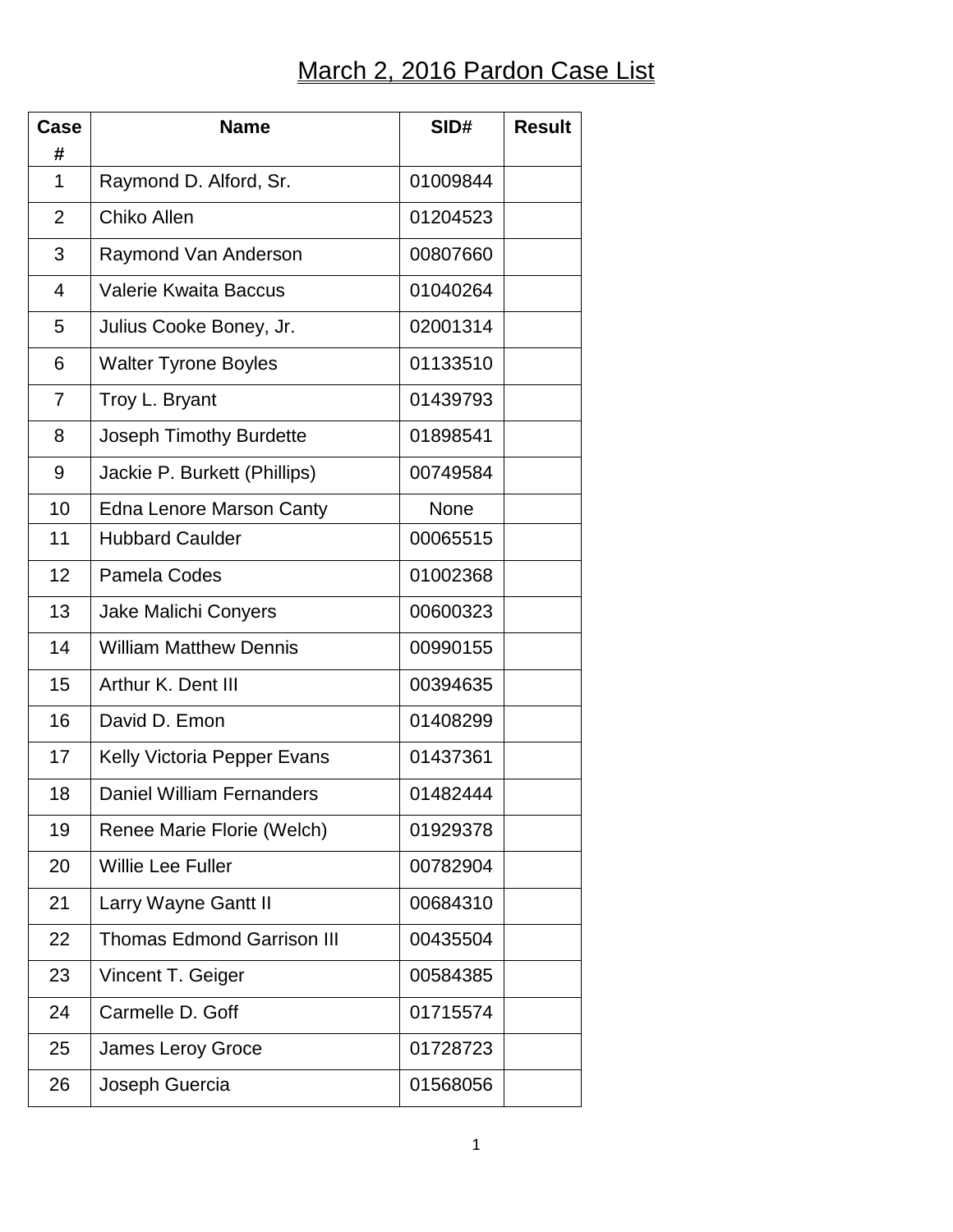# March 2, 2016 Pardon Case List

| Case # | Name | SID# | Result |
|---|---|---|---|
| 1 | Raymond D. Alford, Sr. | 01009844 | |
| 2 | Chiko Allen | 01204523 | |
| 3 | Raymond Van Anderson | 00807660 | |
| 4 | Valerie Kwaita Baccus | 01040264 | |
| 5 | Julius Cooke Boney, Jr. | 02001314 | |
| 6 | Walter Tyrone Boyles | 01133510 | |
| 7 | Troy L. Bryant | 01439793 | |
| 8 | Joseph Timothy Burdette | 01898541 | |
| 9 | Jackie P. Burkett (Phillips) | 00749584 | |
| 10 | Edna Lenore Marson Canty | None | |
| 11 | Hubbard Caulder | 00065515 | |
| 12 | Pamela Codes | 01002368 | |
| 13 | Jake Malichi Conyers | 00600323 | |
| 14 | William Matthew Dennis | 00990155 | |
| 15 | Arthur K. Dent III | 00394635 | |
| 16 | David D. Emon | 01408299 | |
| 17 | Kelly Victoria Pepper Evans | 01437361 | |
| 18 | Daniel William Fernanders | 01482444 | |
| 19 | Renee Marie Florie (Welch) | 01929378 | |
| 20 | Willie Lee Fuller | 00782904 | |
| 21 | Larry Wayne Gantt II | 00684310 | |
| 22 | Thomas Edmond Garrison III | 00435504 | |
| 23 | Vincent T. Geiger | 00584385 | |
| 24 | Carmelle D. Goff | 01715574 | |
| 25 | James Leroy Groce | 01728723 | |
| 26 | Joseph Guercia | 01568056 | |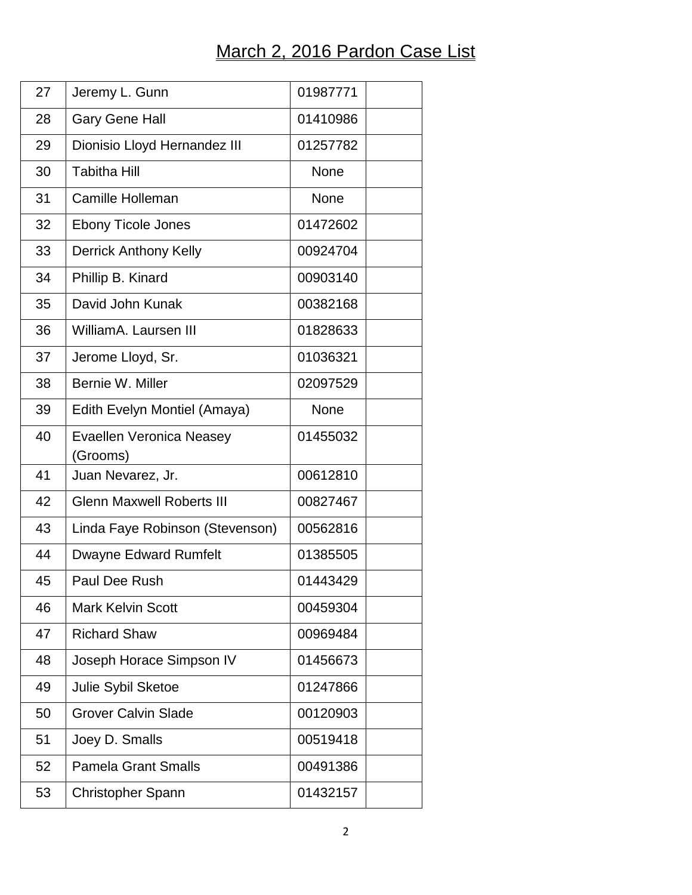# March 2, 2016 Pardon Case List

| | | | |
|---|---|---|---|
| 27 | Jeremy L. Gunn | 01987771 | |
| 28 | Gary Gene Hall | 01410986 | |
| 29 | Dionisio Lloyd Hernandez III | 01257782 | |
| 30 | Tabitha Hill | None | |
| 31 | Camille Holleman | None | |
| 32 | Ebony Ticole Jones | 01472602 | |
| 33 | Derrick Anthony Kelly | 00924704 | |
| 34 | Phillip B. Kinard | 00903140 | |
| 35 | David John Kunak | 00382168 | |
| 36 | WilliamA. Laursen III | 01828633 | |
| 37 | Jerome Lloyd, Sr. | 01036321 | |
| 38 | Bernie W. Miller | 02097529 | |
| 39 | Edith Evelyn Montiel (Amaya) | None | |
| 40 | Evaellen Veronica Neasey (Grooms) | 01455032 | |
| 41 | Juan Nevarez, Jr. | 00612810 | |
| 42 | Glenn Maxwell Roberts III | 00827467 | |
| 43 | Linda Faye Robinson (Stevenson) | 00562816 | |
| 44 | Dwayne Edward Rumfelt | 01385505 | |
| 45 | Paul Dee Rush | 01443429 | |
| 46 | Mark Kelvin Scott | 00459304 | |
| 47 | Richard Shaw | 00969484 | |
| 48 | Joseph Horace Simpson IV | 01456673 | |
| 49 | Julie Sybil Sketoe | 01247866 | |
| 50 | Grover Calvin Slade | 00120903 | |
| 51 | Joey D. Smalls | 00519418 | |
| 52 | Pamela Grant Smalls | 00491386 | |
| 53 | Christopher Spann | 01432157 | |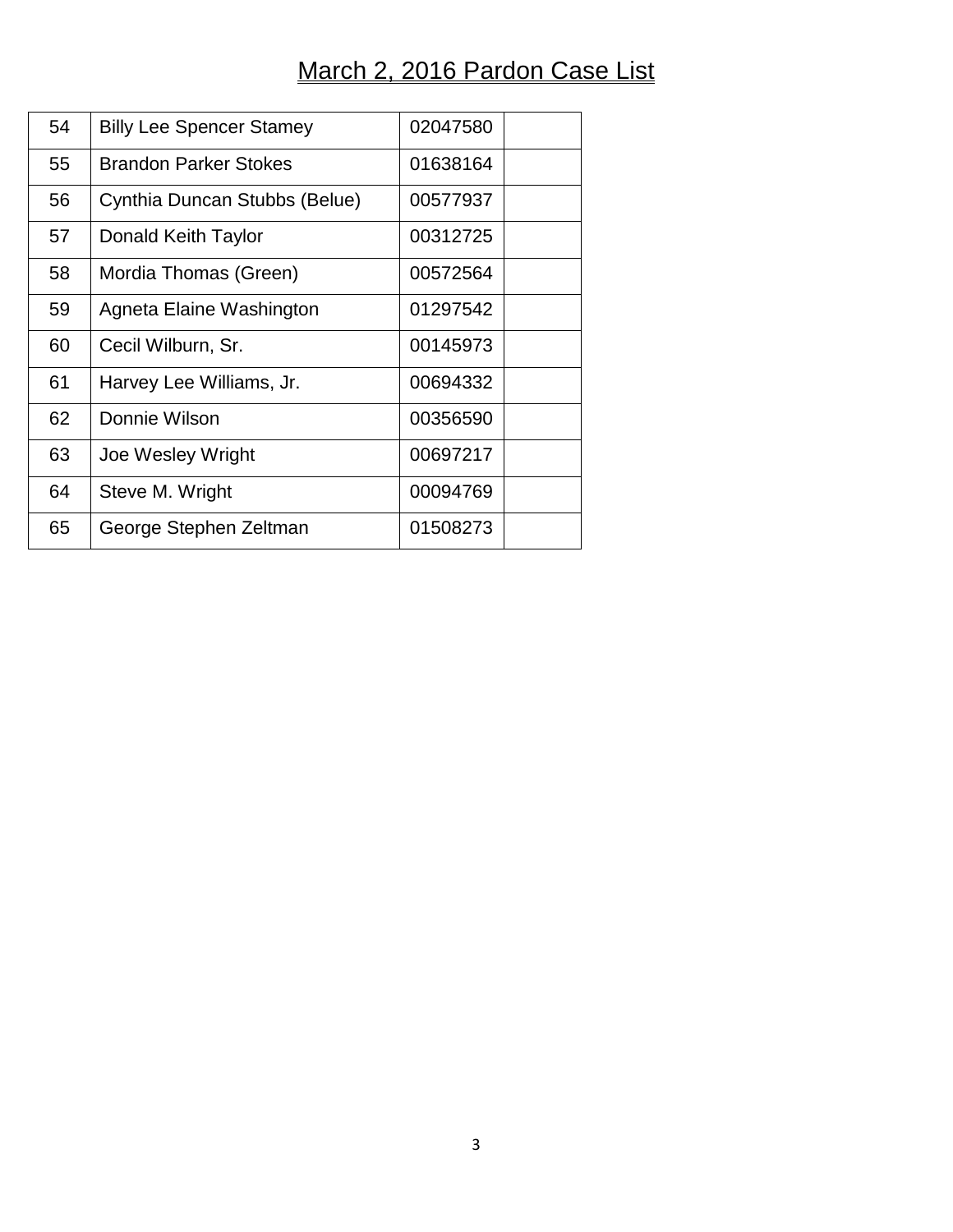# March 2, 2016 Pardon Case List

| | | | |
|---|---|---|---|
| 54 | Billy Lee Spencer Stamey | 02047580 | |
| 55 | Brandon Parker Stokes | 01638164 | |
| 56 | Cynthia Duncan Stubbs (Belue) | 00577937 | |
| 57 | Donald Keith Taylor | 00312725 | |
| 58 | Mordia Thomas (Green) | 00572564 | |
| 59 | Agneta Elaine Washington | 01297542 | |
| 60 | Cecil Wilburn, Sr. | 00145973 | |
| 61 | Harvey Lee Williams, Jr. | 00694332 | |
| 62 | Donnie Wilson | 00356590 | |
| 63 | Joe Wesley Wright | 00697217 | |
| 64 | Steve M. Wright | 00094769 | |
| 65 | George Stephen Zeltman | 01508273 | |